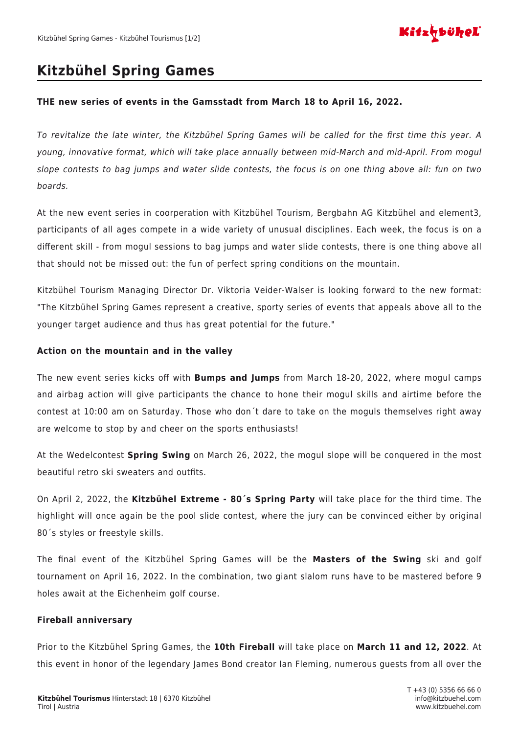# Kitzbühel Spring Games

**THE new series of events in the Gamsstadt from March 18 to April 16, 2022.**

*To revitalize the late winter, the Kitzbühel Spring Games will be called for the first time this year. A young, innovative format, which will take place annually between mid-March and mid-April. From mogul slope contests to bag jumps and water slide contests, the focus is on one thing above all: fun on two boards.*

At the new event series in coorperation with Kitzbühel Tourism, Bergbahn AG Kitzbühel and element3, participants of all ages compete in a wide variety of unusual disciplines. Each week, the focus is on a different skill - from mogul sessions to bag jumps and water slide contests, there is one thing above all that should not be missed out: the fun of perfect spring conditions on the mountain.

Kitzbühel Tourism Managing Director Dr. Viktoria Veider-Walser is looking forward to the new format: "The Kitzbühel Spring Games represent a creative, sporty series of events that appeals above all to the younger target audience and thus has great potential for the future."

**Action on the mountain and in the valley**

The new event series kicks off with **Bumps and Jumps** from March 18-20, 2022, where mogul camps and airbag action will give participants the chance to hone their mogul skills and airtime before the contest at 10:00 am on Saturday. Those who don´t dare to take on the moguls themselves right away are welcome to stop by and cheer on the sports enthusiasts!

At the Wedelcontest **Spring Swing** on March 26, 2022, the mogul slope will be conquered in the most beautiful retro ski sweaters and outfits.

On April 2, 2022, the **Kitzbühel Extreme - 80´s Spring Party** will take place for the third time. The highlight will once again be the pool slide contest, where the jury can be convinced either by original 80´s styles or freestyle skills.

The final event of the Kitzbühel Spring Games will be the **Masters of the Swing** ski and golf tournament on April 16, 2022. In the combination, two giant slalom runs have to be mastered before 9 holes await at the Eichenheim golf course.

**Fireball anniversary**

Prior to the Kitzbühel Spring Games, the **10th Fireball** will take place on **March 11 and 12, 2022**. At this event in honor of the legendary James Bond creator Ian Fleming, numerous guests from all over the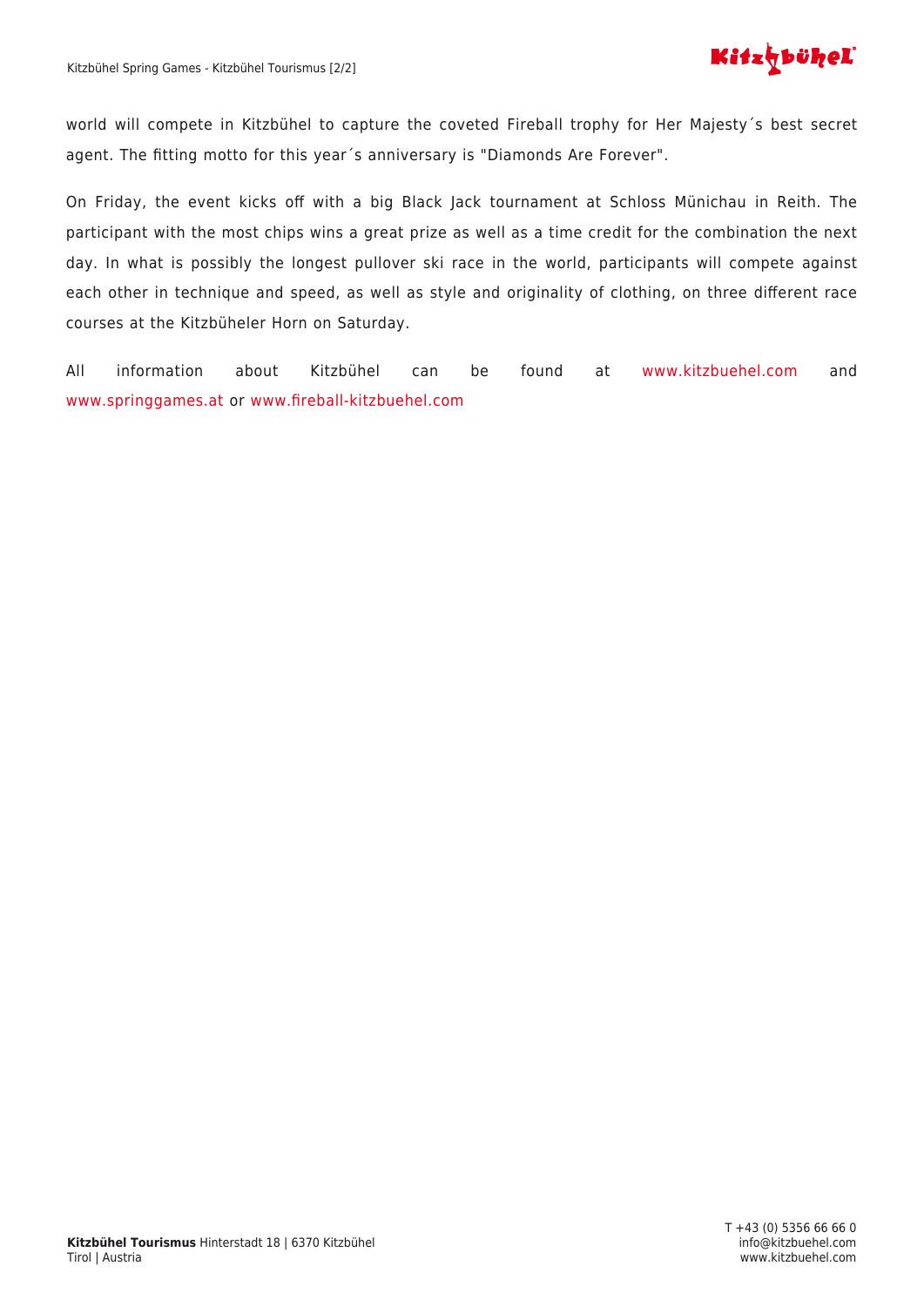world will compete in Kitzbühel to capture the coveted Fireball trophy for Her Majesty´s best secret agent. The fitting motto for this year´s anniversary is "Diamonds Are Forever".

On Friday, the event kicks off with a big Black Jack tournament at Schloss Münichau in Reith. The participant with the most chips wins a great prize as well as a time credit for the combination the next day. In what is possibly the longest pullover ski race in the world, participants will compete against each other in technique and speed, as well as style and originality of clothing, on three different race courses at the Kitzbüheler Horn on Saturday.

All information about Kitzbühel can be found at www.kitzbuehel.com and www.springgames.at or www.fireball-kitzbuehel.com